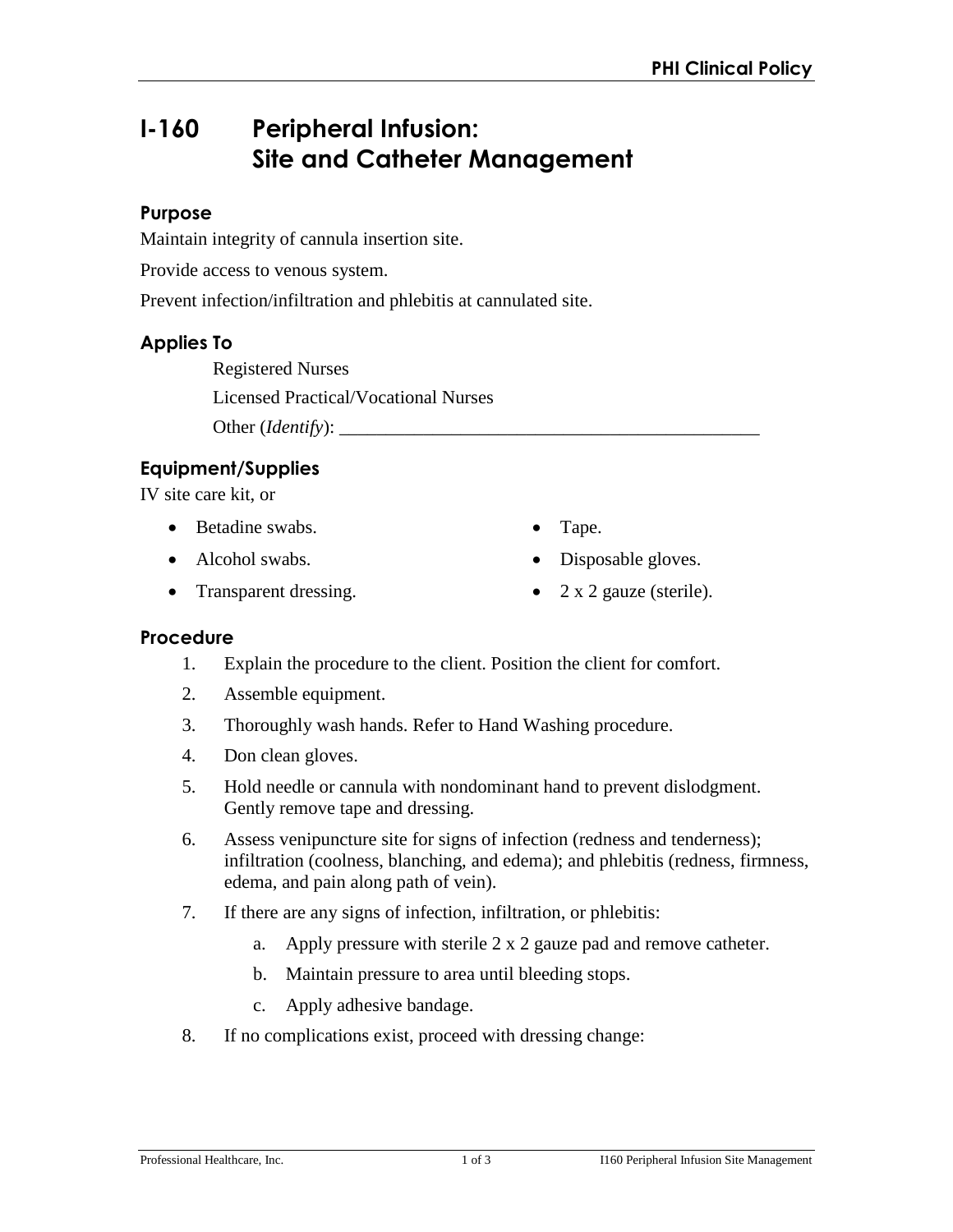# I-160 Peripheral Infusion: Site and Catheter Management

## Purpose

Maintain integrity of cannula insertion site.

Provide access to venous system.

Prevent infection/infiltration and phlebitis at cannulated site.

## Applies To

Registered Nurses

Licensed Practical/Vocational Nurses

Other (*Identify*): _______________________________________________

## Equipment/Supplies

IV site care kit, or

- Betadine swabs.
- Alcohol swabs.
- Transparent dressing.
- Tape.
- Disposable gloves.
- 2 x 2 gauze (sterile).

## Procedure

1. Explain the procedure to the client. Position the client for comfort.
2. Assemble equipment.
3. Thoroughly wash hands. Refer to Hand Washing procedure.
4. Don clean gloves.
5. Hold needle or cannula with nondominant hand to prevent dislodgment. Gently remove tape and dressing.
6. Assess venipuncture site for signs of infection (redness and tenderness); infiltration (coolness, blanching, and edema); and phlebitis (redness, firmness, edema, and pain along path of vein).
7. If there are any signs of infection, infiltration, or phlebitis:
   a. Apply pressure with sterile 2 x 2 gauze pad and remove catheter.
   b. Maintain pressure to area until bleeding stops.
   c. Apply adhesive bandage.
8. If no complications exist, proceed with dressing change: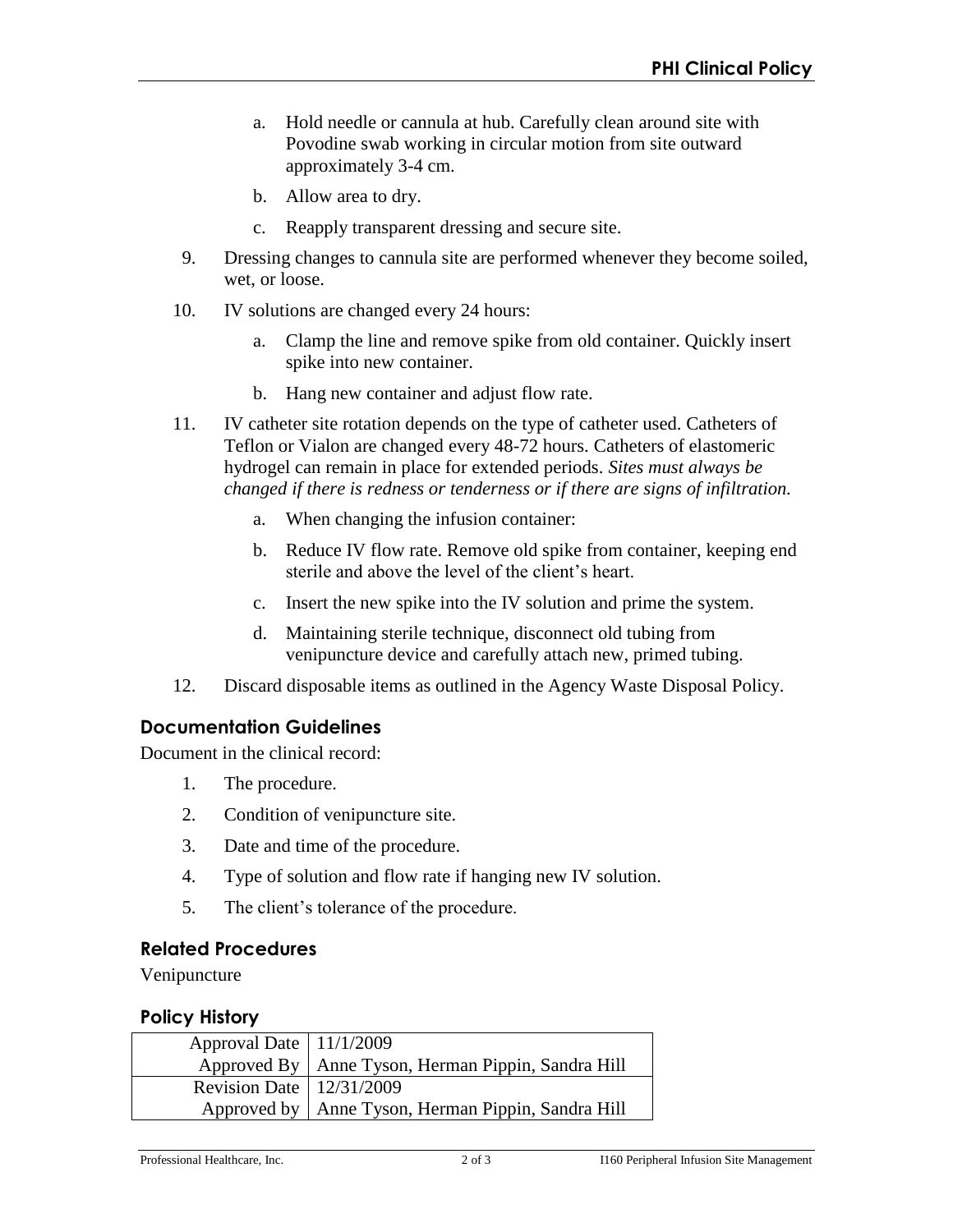a. Hold needle or cannula at hub. Carefully clean around site with Povodine swab working in circular motion from site outward approximately 3-4 cm.
   b. Allow area to dry.
   c. Reapply transparent dressing and secure site.

9. Dressing changes to cannula site are performed whenever they become soiled, wet, or loose.
10. IV solutions are changed every 24 hours:
    a. Clamp the line and remove spike from old container. Quickly insert spike into new container.
    b. Hang new container and adjust flow rate.
11. IV catheter site rotation depends on the type of catheter used. Catheters of Teflon or Vialon are changed every 48-72 hours. Catheters of elastomeric hydrogel can remain in place for extended periods. *Sites must always be changed if there is redness or tenderness or if there are signs of infiltration.*
    a. When changing the infusion container:
    b. Reduce IV flow rate. Remove old spike from container, keeping end sterile and above the level of the client's heart.
    c. Insert the new spike into the IV solution and prime the system.
    d. Maintaining sterile technique, disconnect old tubing from venipuncture device and carefully attach new, primed tubing.
12. Discard disposable items as outlined in the Agency Waste Disposal Policy.

## Documentation Guidelines

Document in the clinical record:

1. The procedure.
2. Condition of venipuncture site.
3. Date and time of the procedure.
4. Type of solution and flow rate if hanging new IV solution.
5. The client's tolerance of the procedure.

## Related Procedures

Venipuncture

## Policy History

| | |
|---|---|
| Approval Date | 11/1/2009 |
| Approved By | Anne Tyson, Herman Pippin, Sandra Hill |
| Revision Date | 12/31/2009 |
| Approved by | Anne Tyson, Herman Pippin, Sandra Hill |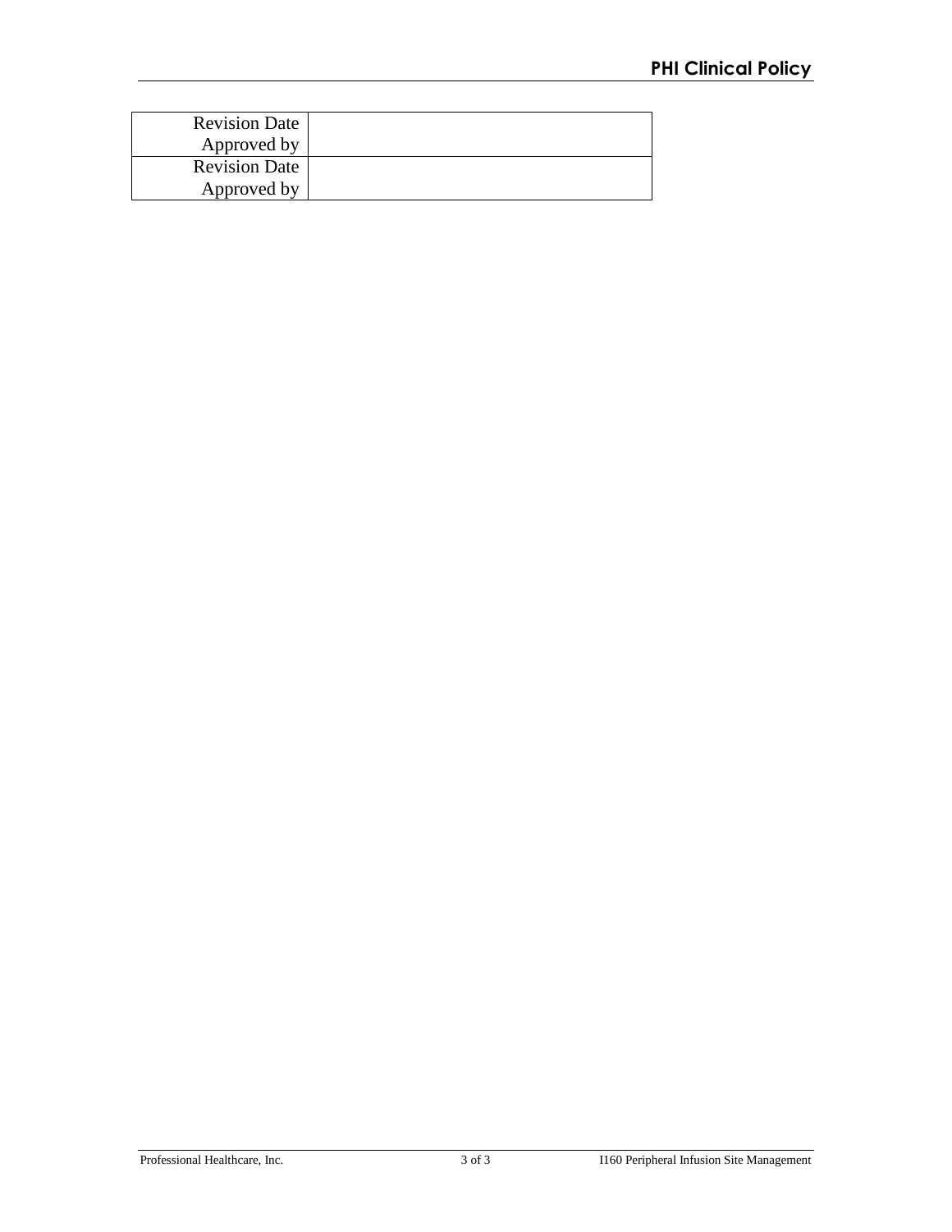| | |
|---|---|
| Revision Date<br>Approved by | |
| Revision Date<br>Approved by | |